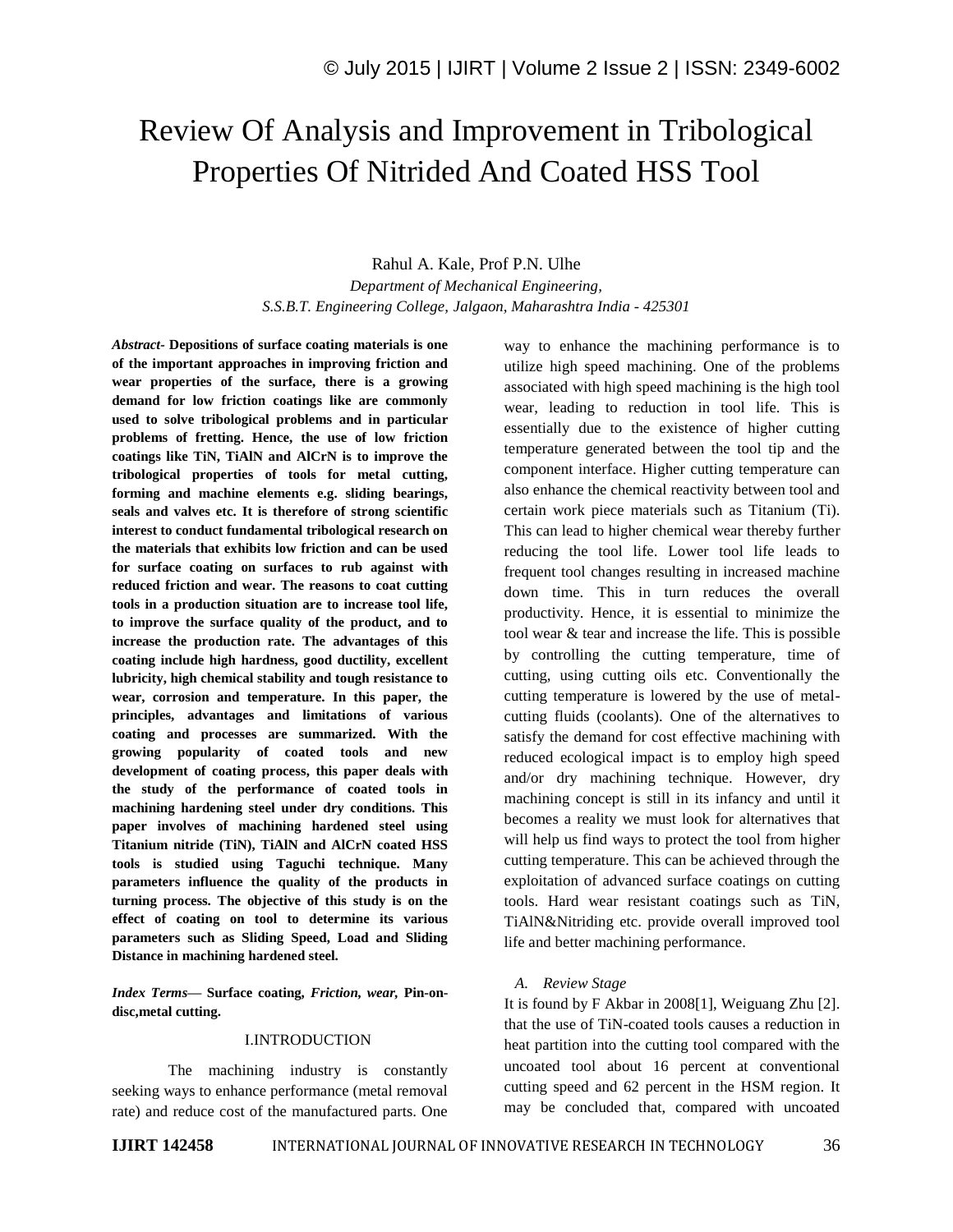# Review Of Analysis and Improvement in Tribological Properties Of Nitrided And Coated HSS Tool

Rahul A. Kale, Prof P.N. Ulhe

*Department of Mechanical Engineering,*
*S.S.B.T. Engineering College, Jalgaon, Maharashtra India - 425301*

***Abstract-*** **Depositions of surface coating materials is one of the important approaches in improving friction and wear properties of the surface, there is a growing demand for low friction coatings like are commonly used to solve tribological problems and in particular problems of fretting. Hence, the use of low friction coatings like TiN, TiAlN and AlCrN is to improve the tribological properties of tools for metal cutting, forming and machine elements e.g. sliding bearings, seals and valves etc. It is therefore of strong scientific interest to conduct fundamental tribological research on the materials that exhibits low friction and can be used for surface coating on surfaces to rub against with reduced friction and wear. The reasons to coat cutting tools in a production situation are to increase tool life, to improve the surface quality of the product, and to increase the production rate. The advantages of this coating include high hardness, good ductility, excellent lubricity, high chemical stability and tough resistance to wear, corrosion and temperature. In this paper, the principles, advantages and limitations of various coating and processes are summarized. With the growing popularity of coated tools and new development of coating process, this paper deals with the study of the performance of coated tools in machining hardening steel under dry conditions. This paper involves of machining hardened steel using Titanium nitride (TiN), TiAlN and AlCrN coated HSS tools is studied using Taguchi technique. Many parameters influence the quality of the products in turning process. The objective of this study is on the effect of coating on tool to determine its various parameters such as Sliding Speed, Load and Sliding Distance in machining hardened steel.**

***Index Terms*— Surface coating, *Friction, wear,* Pin-on-disc,metal cutting.**

## I.INTRODUCTION

The machining industry is constantly seeking ways to enhance performance (metal removal rate) and reduce cost of the manufactured parts. One way to enhance the machining performance is to utilize high speed machining. One of the problems associated with high speed machining is the high tool wear, leading to reduction in tool life. This is essentially due to the existence of higher cutting temperature generated between the tool tip and the component interface. Higher cutting temperature can also enhance the chemical reactivity between tool and certain work piece materials such as Titanium (Ti). This can lead to higher chemical wear thereby further reducing the tool life. Lower tool life leads to frequent tool changes resulting in increased machine down time. This in turn reduces the overall productivity. Hence, it is essential to minimize the tool wear & tear and increase the life. This is possible by controlling the cutting temperature, time of cutting, using cutting oils etc. Conventionally the cutting temperature is lowered by the use of metal-cutting fluids (coolants). One of the alternatives to satisfy the demand for cost effective machining with reduced ecological impact is to employ high speed and/or dry machining technique. However, dry machining concept is still in its infancy and until it becomes a reality we must look for alternatives that will help us find ways to protect the tool from higher cutting temperature. This can be achieved through the exploitation of advanced surface coatings on cutting tools. Hard wear resistant coatings such as TiN, TiAlN&Nitriding etc. provide overall improved tool life and better machining performance.

### *A. Review Stage*

It is found by F Akbar in 2008[1], Weiguang Zhu [2]. that the use of TiN-coated tools causes a reduction in heat partition into the cutting tool compared with the uncoated tool about 16 percent at conventional cutting speed and 62 percent in the HSM region. It may be concluded that, compared with uncoated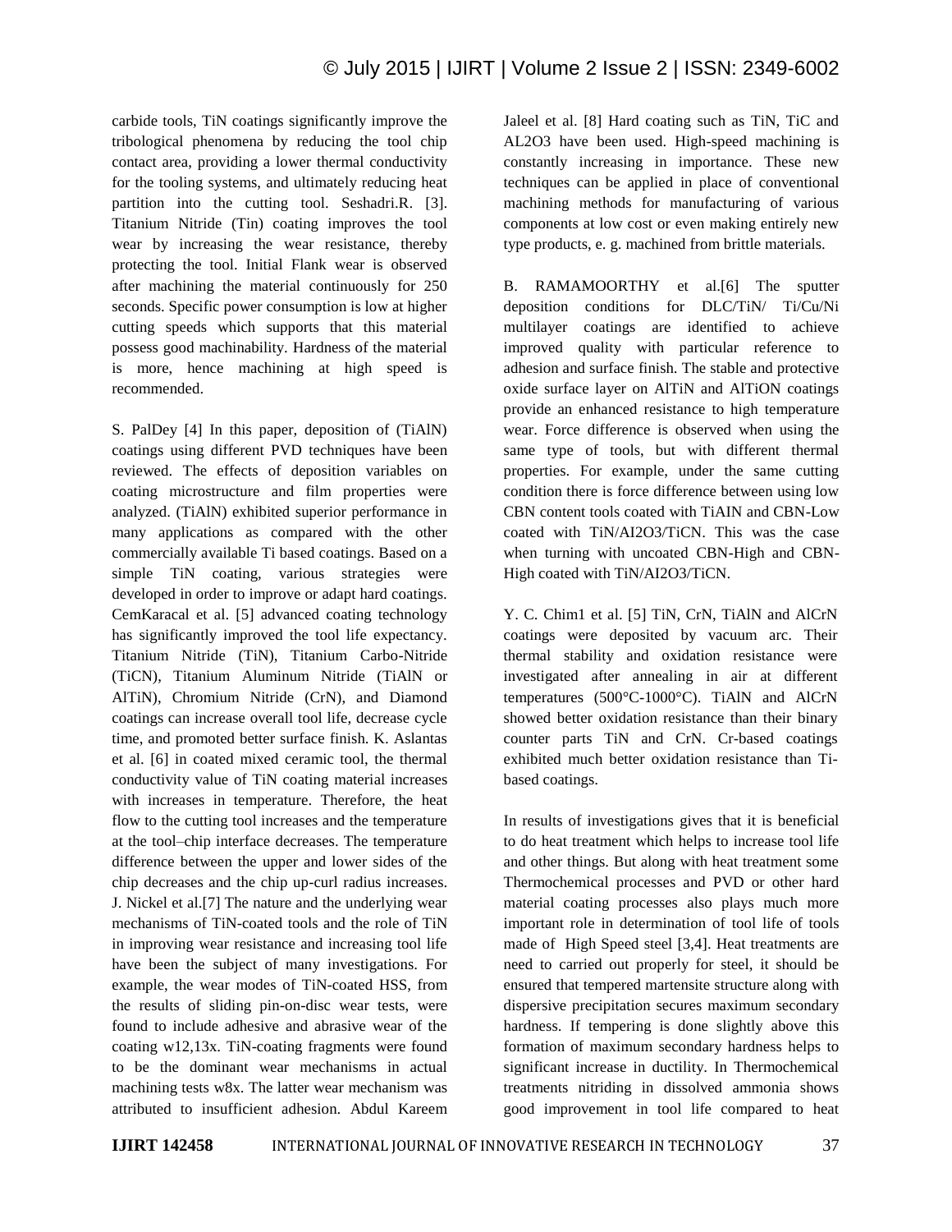carbide tools, TiN coatings significantly improve the tribological phenomena by reducing the tool chip contact area, providing a lower thermal conductivity for the tooling systems, and ultimately reducing heat partition into the cutting tool. Seshadri.R. [3]. Titanium Nitride (Tin) coating improves the tool wear by increasing the wear resistance, thereby protecting the tool. Initial Flank wear is observed after machining the material continuously for 250 seconds. Specific power consumption is low at higher cutting speeds which supports that this material possess good machinability. Hardness of the material is more, hence machining at high speed is recommended.

S. PalDey [4] In this paper, deposition of (TiAlN) coatings using different PVD techniques have been reviewed. The effects of deposition variables on coating microstructure and film properties were analyzed. (TiAlN) exhibited superior performance in many applications as compared with the other commercially available Ti based coatings. Based on a simple TiN coating, various strategies were developed in order to improve or adapt hard coatings. CemKaracal et al. [5] advanced coating technology has significantly improved the tool life expectancy. Titanium Nitride (TiN), Titanium Carbo-Nitride (TiCN), Titanium Aluminum Nitride (TiAlN or AlTiN), Chromium Nitride (CrN), and Diamond coatings can increase overall tool life, decrease cycle time, and promoted better surface finish. K. Aslantas et al. [6] in coated mixed ceramic tool, the thermal conductivity value of TiN coating material increases with increases in temperature. Therefore, the heat flow to the cutting tool increases and the temperature at the tool–chip interface decreases. The temperature difference between the upper and lower sides of the chip decreases and the chip up-curl radius increases. J. Nickel et al.[7] The nature and the underlying wear mechanisms of TiN-coated tools and the role of TiN in improving wear resistance and increasing tool life have been the subject of many investigations. For example, the wear modes of TiN-coated HSS, from the results of sliding pin-on-disc wear tests, were found to include adhesive and abrasive wear of the coating w12,13x. TiN-coating fragments were found to be the dominant wear mechanisms in actual machining tests w8x. The latter wear mechanism was attributed to insufficient adhesion. Abdul Kareem Jaleel et al. [8] Hard coating such as TiN, TiC and AL2O3 have been used. High-speed machining is constantly increasing in importance. These new techniques can be applied in place of conventional machining methods for manufacturing of various components at low cost or even making entirely new type products, e. g. machined from brittle materials.

B. RAMAMOORTHY et al.[6] The sputter deposition conditions for DLC/TiN/ Ti/Cu/Ni multilayer coatings are identified to achieve improved quality with particular reference to adhesion and surface finish. The stable and protective oxide surface layer on AlTiN and AlTiON coatings provide an enhanced resistance to high temperature wear. Force difference is observed when using the same type of tools, but with different thermal properties. For example, under the same cutting condition there is force difference between using low CBN content tools coated with TiAIN and CBN-Low coated with TiN/AI2O3/TiCN. This was the case when turning with uncoated CBN-High and CBN-High coated with TiN/AI2O3/TiCN.

Y. C. Chim1 et al. [5] TiN, CrN, TiAlN and AlCrN coatings were deposited by vacuum arc. Their thermal stability and oxidation resistance were investigated after annealing in air at different temperatures (500°C-1000°C). TiAlN and AlCrN showed better oxidation resistance than their binary counter parts TiN and CrN. Cr-based coatings exhibited much better oxidation resistance than Ti-based coatings.

In results of investigations gives that it is beneficial to do heat treatment which helps to increase tool life and other things. But along with heat treatment some Thermochemical processes and PVD or other hard material coating processes also plays much more important role in determination of tool life of tools made of High Speed steel [3,4]. Heat treatments are need to carried out properly for steel, it should be ensured that tempered martensite structure along with dispersive precipitation secures maximum secondary hardness. If tempering is done slightly above this formation of maximum secondary hardness helps to significant increase in ductility. In Thermochemical treatments nitriding in dissolved ammonia shows good improvement in tool life compared to heat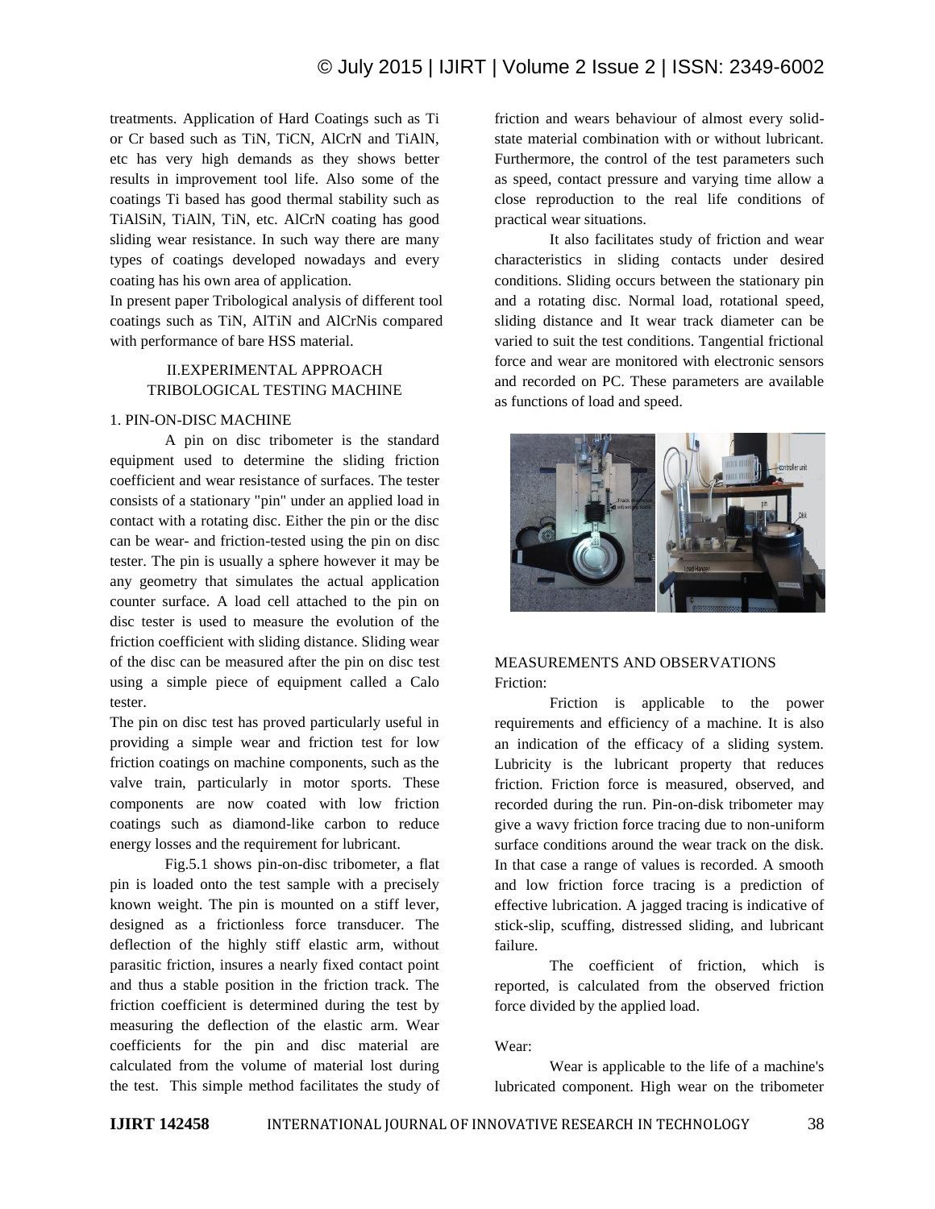treatments. Application of Hard Coatings such as Ti or Cr based such as TiN, TiCN, AlCrN and TiAlN, etc has very high demands as they shows better results in improvement tool life. Also some of the coatings Ti based has good thermal stability such as TiAlSiN, TiAlN, TiN, etc. AlCrN coating has good sliding wear resistance. In such way there are many types of coatings developed nowadays and every coating has his own area of application.

In present paper Tribological analysis of different tool coatings such as TiN, AlTiN and AlCrNis compared with performance of bare HSS material.

## II.EXPERIMENTAL APPROACH TRIBOLOGICAL TESTING MACHINE

### 1. PIN-ON-DISC MACHINE

A pin on disc tribometer is the standard equipment used to determine the sliding friction coefficient and wear resistance of surfaces. The tester consists of a stationary "pin" under an applied load in contact with a rotating disc. Either the pin or the disc can be wear- and friction-tested using the pin on disc tester. The pin is usually a sphere however it may be any geometry that simulates the actual application counter surface. A load cell attached to the pin on disc tester is used to measure the evolution of the friction coefficient with sliding distance. Sliding wear of the disc can be measured after the pin on disc test using a simple piece of equipment called a Calo tester.

The pin on disc test has proved particularly useful in providing a simple wear and friction test for low friction coatings on machine components, such as the valve train, particularly in motor sports. These components are now coated with low friction coatings such as diamond-like carbon to reduce energy losses and the requirement for lubricant.

Fig.5.1 shows pin-on-disc tribometer, a flat pin is loaded onto the test sample with a precisely known weight. The pin is mounted on a stiff lever, designed as a frictionless force transducer. The deflection of the highly stiff elastic arm, without parasitic friction, insures a nearly fixed contact point and thus a stable position in the friction track. The friction coefficient is determined during the test by measuring the deflection of the elastic arm. Wear coefficients for the pin and disc material are calculated from the volume of material lost during the test. This simple method facilitates the study of friction and wears behaviour of almost every solid-state material combination with or without lubricant. Furthermore, the control of the test parameters such as speed, contact pressure and varying time allow a close reproduction to the real life conditions of practical wear situations.

It also facilitates study of friction and wear characteristics in sliding contacts under desired conditions. Sliding occurs between the stationary pin and a rotating disc. Normal load, rotational speed, sliding distance and It wear track diameter can be varied to suit the test conditions. Tangential frictional force and wear are monitored with electronic sensors and recorded on PC. These parameters are available as functions of load and speed.

### MEASUREMENTS AND OBSERVATIONS

Friction:

Friction is applicable to the power requirements and efficiency of a machine. It is also an indication of the efficacy of a sliding system. Lubricity is the lubricant property that reduces friction. Friction force is measured, observed, and recorded during the run. Pin-on-disk tribometer may give a wavy friction force tracing due to non-uniform surface conditions around the wear track on the disk. In that case a range of values is recorded. A smooth and low friction force tracing is a prediction of effective lubrication. A jagged tracing is indicative of stick-slip, scuffing, distressed sliding, and lubricant failure.

The coefficient of friction, which is reported, is calculated from the observed friction force divided by the applied load.

Wear:

Wear is applicable to the life of a machine's lubricated component. High wear on the tribometer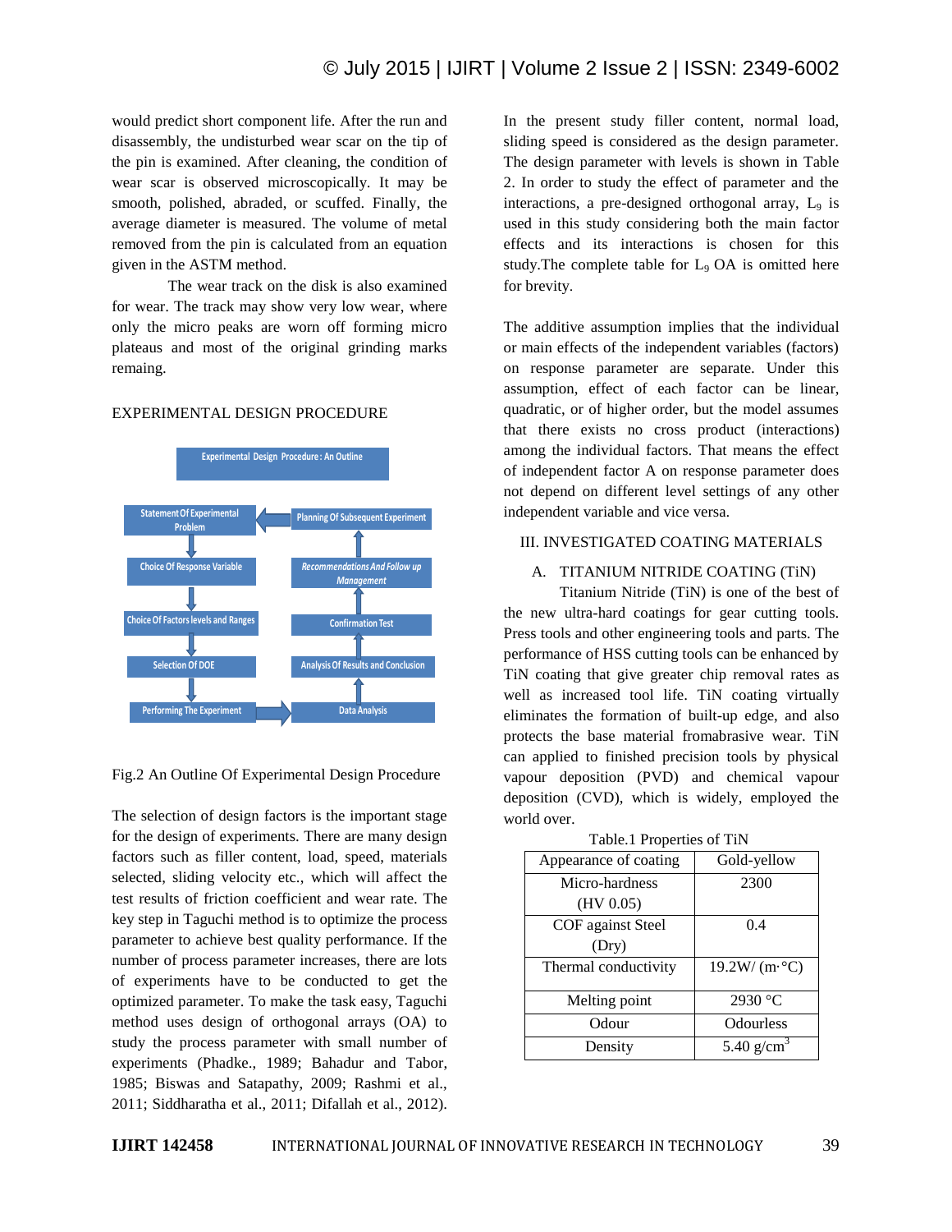would predict short component life. After the run and disassembly, the undisturbed wear scar on the tip of the pin is examined. After cleaning, the condition of wear scar is observed microscopically. It may be smooth, polished, abraded, or scuffed. Finally, the average diameter is measured. The volume of metal removed from the pin is calculated from an equation given in the ASTM method.

The wear track on the disk is also examined for wear. The track may show very low wear, where only the micro peaks are worn off forming micro plateaus and most of the original grinding marks remaing.

EXPERIMENTAL DESIGN PROCEDURE

Experimental Design Procedure : An Outline

Statement Of Experimental Problem → Choice Of Response Variable → Choice Of Factors levels and Ranges → Selection Of DOE → Performing The Experiment → Data Analysis → Analysis Of Results and Conclusion → Confirmation Test → Recommendations And Follow up Management → Planning Of Subsequent Experiment → Statement Of Experimental Problem

Fig.2 An Outline Of Experimental Design Procedure

The selection of design factors is the important stage for the design of experiments. There are many design factors such as filler content, load, speed, materials selected, sliding velocity etc., which will affect the test results of friction coefficient and wear rate. The key step in Taguchi method is to optimize the process parameter to achieve best quality performance. If the number of process parameter increases, there are lots of experiments have to be conducted to get the optimized parameter. To make the task easy, Taguchi method uses design of orthogonal arrays (OA) to study the process parameter with small number of experiments (Phadke., 1989; Bahadur and Tabor, 1985; Biswas and Satapathy, 2009; Rashmi et al., 2011; Siddharatha et al., 2011; Difallah et al., 2012).

In the present study filler content, normal load, sliding speed is considered as the design parameter. The design parameter with levels is shown in Table 2. In order to study the effect of parameter and the interactions, a pre-designed orthogonal array, $L_9$ is used in this study considering both the main factor effects and its interactions is chosen for this study.The complete table for $L_9$ OA is omitted here for brevity.

The additive assumption implies that the individual or main effects of the independent variables (factors) on response parameter are separate. Under this assumption, effect of each factor can be linear, quadratic, or of higher order, but the model assumes that there exists no cross product (interactions) among the individual factors. That means the effect of independent factor A on response parameter does not depend on different level settings of any other independent variable and vice versa.

## III. INVESTIGATED COATING MATERIALS

### A. TITANIUM NITRIDE COATING (TiN)

Titanium Nitride (TiN) is one of the best of the new ultra-hard coatings for gear cutting tools. Press tools and other engineering tools and parts. The performance of HSS cutting tools can be enhanced by TiN coating that give greater chip removal rates as well as increased tool life. TiN coating virtually eliminates the formation of built-up edge, and also protects the base material fromabrasive wear. TiN can applied to finished precision tools by physical vapour deposition (PVD) and chemical vapour deposition (CVD), which is widely, employed the world over.

Table.1 Properties of TiN

| Appearance of coating | Gold-yellow |
|---|---|
| Micro-hardness (HV 0.05) | 2300 |
| COF against Steel (Dry) | 0.4 |
| Thermal conductivity | 19.2W/ (m·°C) |
| Melting point | 2930 °C |
| Odour | Odourless |
| Density | 5.40 g/cm$^3$ |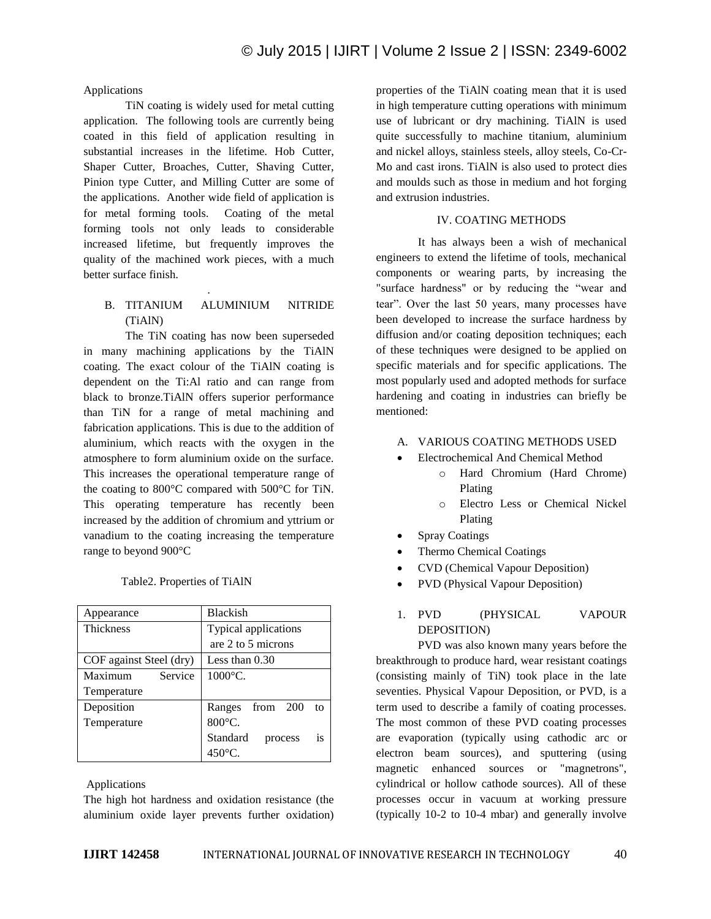Applications

TiN coating is widely used for metal cutting application. The following tools are currently being coated in this field of application resulting in substantial increases in the lifetime. Hob Cutter, Shaper Cutter, Broaches, Cutter, Shaving Cutter, Pinion type Cutter, and Milling Cutter are some of the applications. Another wide field of application is for metal forming tools. Coating of the metal forming tools not only leads to considerable increased lifetime, but frequently improves the quality of the machined work pieces, with a much better surface finish.

B. TITANIUM ALUMINIUM NITRIDE (TiAlN)

The TiN coating has now been superseded in many machining applications by the TiAlN coating. The exact colour of the TiAlN coating is dependent on the Ti:Al ratio and can range from black to bronze.TiAlN offers superior performance than TiN for a range of metal machining and fabrication applications. This is due to the addition of aluminium, which reacts with the oxygen in the atmosphere to form aluminium oxide on the surface. This increases the operational temperature range of the coating to 800°C compared with 500°C for TiN. This operating temperature has recently been increased by the addition of chromium and yttrium or vanadium to the coating increasing the temperature range to beyond 900°C

Table2. Properties of TiAlN

| Appearance | Blackish |
|---|---|
| Thickness | Typical applications are 2 to 5 microns |
| COF against Steel (dry) | Less than 0.30 |
| Maximum Service Temperature | 1000°C. |
| Deposition Temperature | Ranges from 200 to 800°C. Standard process is 450°C. |

Applications

The high hot hardness and oxidation resistance (the aluminium oxide layer prevents further oxidation) properties of the TiAlN coating mean that it is used in high temperature cutting operations with minimum use of lubricant or dry machining. TiAlN is used quite successfully to machine titanium, aluminium and nickel alloys, stainless steels, alloy steels, Co-Cr-Mo and cast irons. TiAlN is also used to protect dies and moulds such as those in medium and hot forging and extrusion industries.

## IV. COATING METHODS

It has always been a wish of mechanical engineers to extend the lifetime of tools, mechanical components or wearing parts, by increasing the "surface hardness" or by reducing the “wear and tear”. Over the last 50 years, many processes have been developed to increase the surface hardness by diffusion and/or coating deposition techniques; each of these techniques were designed to be applied on specific materials and for specific applications. The most popularly used and adopted methods for surface hardening and coating in industries can briefly be mentioned:

A. VARIOUS COATING METHODS USED

- Electrochemical And Chemical Method
  - Hard Chromium (Hard Chrome) Plating
  - Electro Less or Chemical Nickel Plating
- Spray Coatings
- Thermo Chemical Coatings
- CVD (Chemical Vapour Deposition)
- PVD (Physical Vapour Deposition)

1. PVD (PHYSICAL VAPOUR DEPOSITION)

PVD was also known many years before the breakthrough to produce hard, wear resistant coatings (consisting mainly of TiN) took place in the late seventies. Physical Vapour Deposition, or PVD, is a term used to describe a family of coating processes. The most common of these PVD coating processes are evaporation (typically using cathodic arc or electron beam sources), and sputtering (using magnetic enhanced sources or "magnetrons", cylindrical or hollow cathode sources). All of these processes occur in vacuum at working pressure (typically 10-2 to 10-4 mbar) and generally involve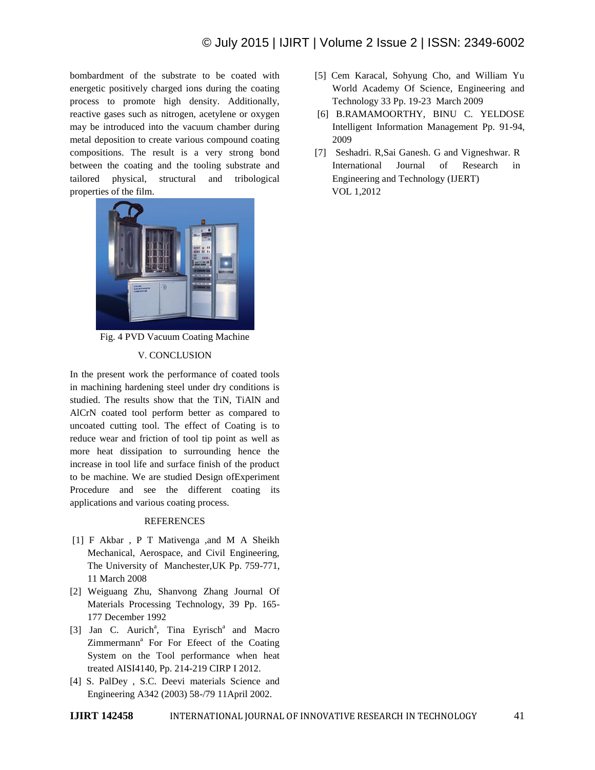bombardment of the substrate to be coated with energetic positively charged ions during the coating process to promote high density. Additionally, reactive gases such as nitrogen, acetylene or oxygen may be introduced into the vacuum chamber during metal deposition to create various compound coating compositions. The result is a very strong bond between the coating and the tooling substrate and tailored physical, structural and tribological properties of the film.

Fig. 4 PVD Vacuum Coating Machine

## V. CONCLUSION

In the present work the performance of coated tools in machining hardening steel under dry conditions is studied. The results show that the TiN, TiAlN and AlCrN coated tool perform better as compared to uncoated cutting tool. The effect of Coating is to reduce wear and friction of tool tip point as well as more heat dissipation to surrounding hence the increase in tool life and surface finish of the product to be machine. We are studied Design ofExperiment Procedure and see the different coating its applications and various coating process.

## REFERENCES

[1] F Akbar , P T Mativenga ,and M A Sheikh Mechanical, Aerospace, and Civil Engineering, The University of Manchester,UK Pp. 759-771, 11 March 2008

[2] Weiguang Zhu, Shanvong Zhang Journal Of Materials Processing Technology, 39 Pp. 165-177 December 1992

[3] Jan C. Aurich[a], Tina Eyrisch[a] and Macro Zimmermann[a] For For Efeect of the Coating System on the Tool performance when heat treated AISI4140, Pp. 214-219 CIRP I 2012.

[4] S. PalDey , S.C. Deevi materials Science and Engineering A342 (2003) 58-/79 11April 2002.

[5] Cem Karacal, Sohyung Cho, and William Yu World Academy Of Science, Engineering and Technology 33 Pp. 19-23 March 2009

[6] B.RAMAMOORTHY, BINU C. YELDOSE Intelligent Information Management Pp. 91-94, 2009

[7] Seshadri. R,Sai Ganesh. G and Vigneshwar. R International Journal of Research in Engineering and Technology (IJERT) VOL 1,2012